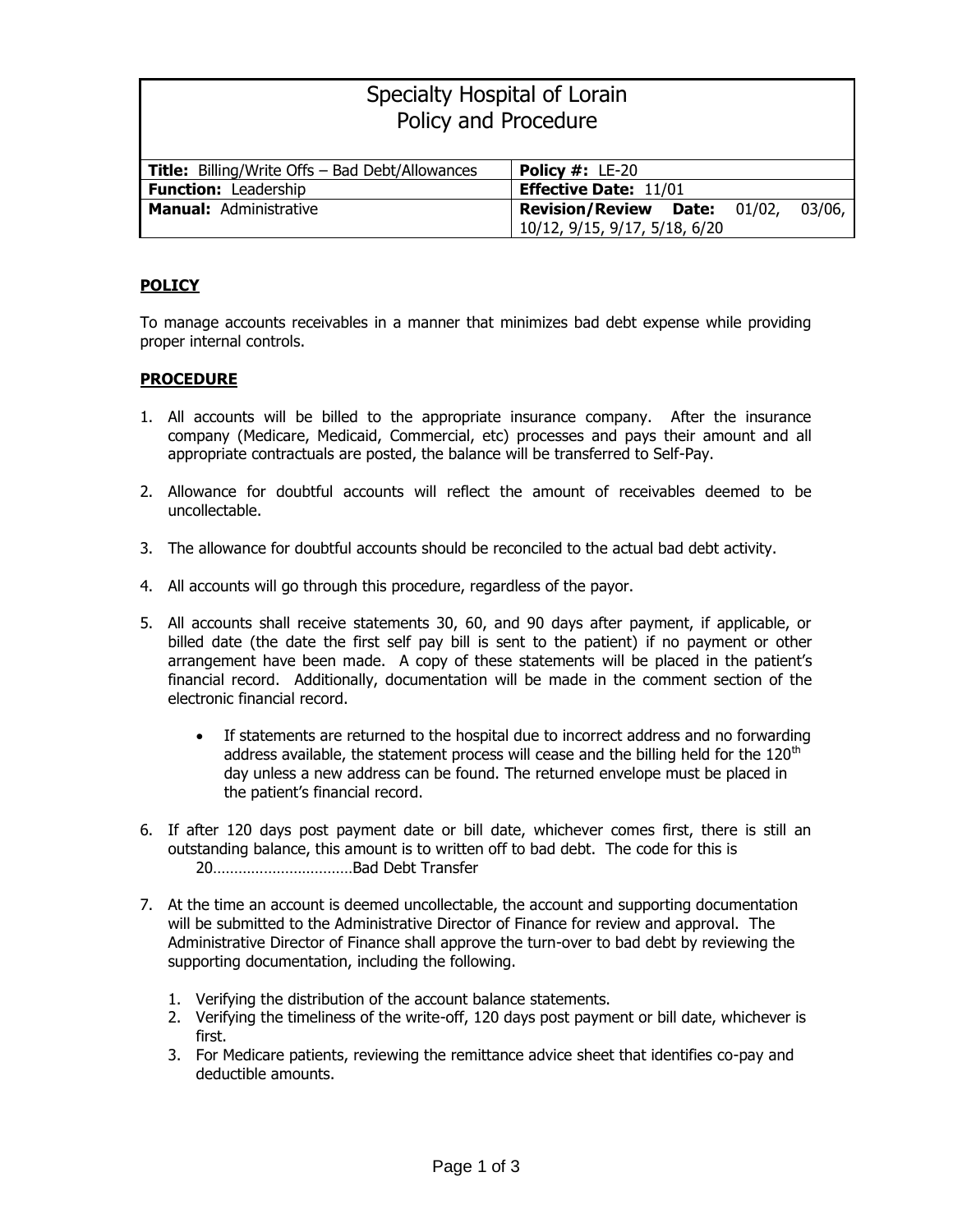# Specialty Hospital of Lorain
## Policy and Procedure

| **Title:** Billing/Write Offs – Bad Debt/Allowances | **Policy #:** LE-20 |
|---|---|
| **Function:** Leadership | **Effective Date:** 11/01 |
| **Manual:** Administrative | **Revision/Review Date:** 01/02, 03/06, 10/12, 9/15, 9/17, 5/18, 6/20 |

**POLICY**

To manage accounts receivables in a manner that minimizes bad debt expense while providing proper internal controls.

**PROCEDURE**

1. All accounts will be billed to the appropriate insurance company. After the insurance company (Medicare, Medicaid, Commercial, etc) processes and pays their amount and all appropriate contractuals are posted, the balance will be transferred to Self-Pay.

2. Allowance for doubtful accounts will reflect the amount of receivables deemed to be uncollectable.

3. The allowance for doubtful accounts should be reconciled to the actual bad debt activity.

4. All accounts will go through this procedure, regardless of the payor.

5. All accounts shall receive statements 30, 60, and 90 days after payment, if applicable, or billed date (the date the first self pay bill is sent to the patient) if no payment or other arrangement have been made. A copy of these statements will be placed in the patient's financial record. Additionally, documentation will be made in the comment section of the electronic financial record.

   - If statements are returned to the hospital due to incorrect address and no forwarding address available, the statement process will cease and the billing held for the 120th day unless a new address can be found. The returned envelope must be placed in the patient's financial record.

6. If after 120 days post payment date or bill date, whichever comes first, there is still an outstanding balance, this amount is to written off to bad debt. The code for this is
   20……………………………Bad Debt Transfer

7. At the time an account is deemed uncollectable, the account and supporting documentation will be submitted to the Administrative Director of Finance for review and approval. The Administrative Director of Finance shall approve the turn-over to bad debt by reviewing the supporting documentation, including the following.

   1. Verifying the distribution of the account balance statements.
   2. Verifying the timeliness of the write-off, 120 days post payment or bill date, whichever is first.
   3. For Medicare patients, reviewing the remittance advice sheet that identifies co-pay and deductible amounts.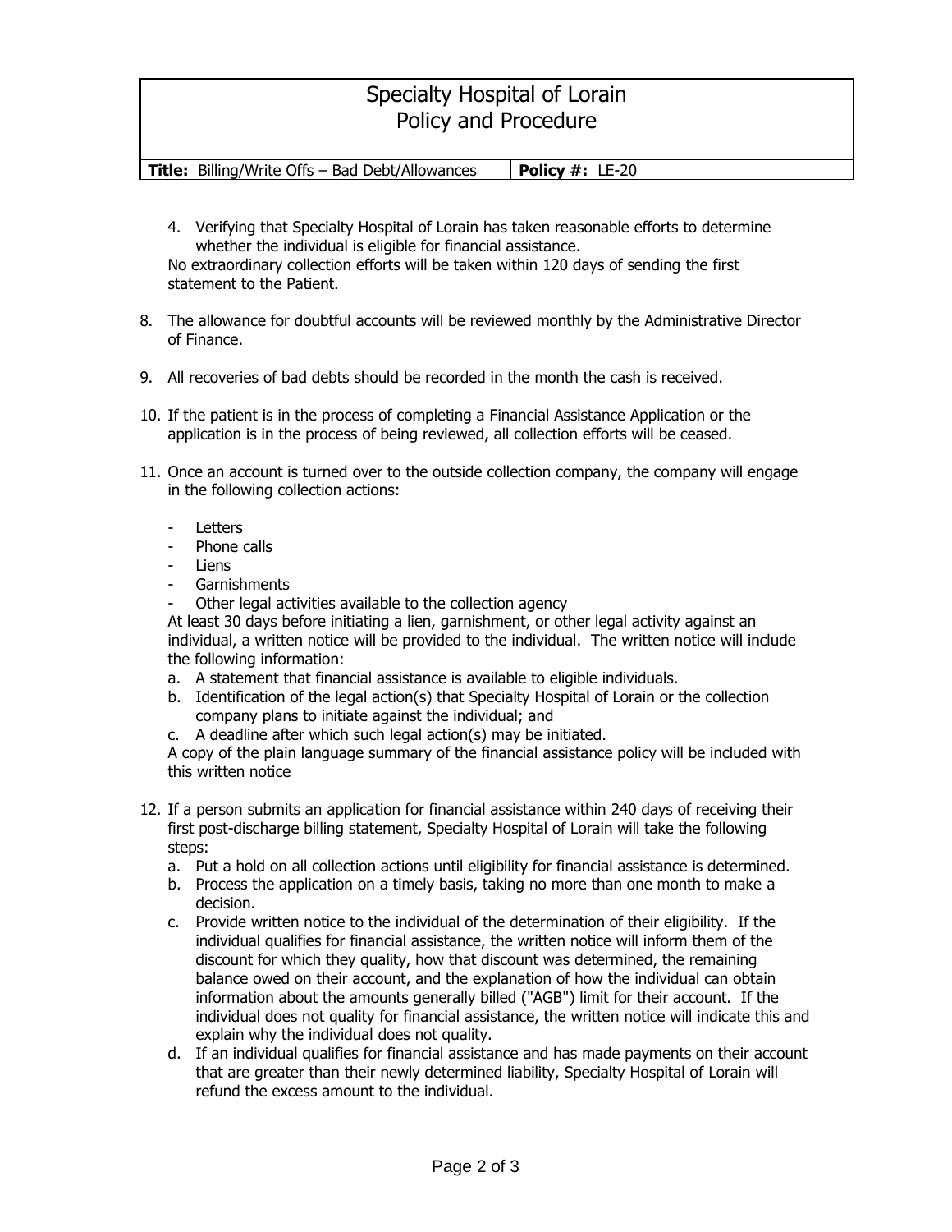| Specialty Hospital of Lorain Policy and Procedure | |
|---|---|
| **Title:** Billing/Write Offs – Bad Debt/Allowances | **Policy #:** LE-20 |

4. Verifying that Specialty Hospital of Lorain has taken reasonable efforts to determine whether the individual is eligible for financial assistance.

No extraordinary collection efforts will be taken within 120 days of sending the first statement to the Patient.

8. The allowance for doubtful accounts will be reviewed monthly by the Administrative Director of Finance.

9. All recoveries of bad debts should be recorded in the month the cash is received.

10. If the patient is in the process of completing a Financial Assistance Application or the application is in the process of being reviewed, all collection efforts will be ceased.

11. Once an account is turned over to the outside collection company, the company will engage in the following collection actions:

    - Letters
    - Phone calls
    - Liens
    - Garnishments
    - Other legal activities available to the collection agency

    At least 30 days before initiating a lien, garnishment, or other legal activity against an individual, a written notice will be provided to the individual. The written notice will include the following information:

    a. A statement that financial assistance is available to eligible individuals.
    b. Identification of the legal action(s) that Specialty Hospital of Lorain or the collection company plans to initiate against the individual; and
    c. A deadline after which such legal action(s) may be initiated.

    A copy of the plain language summary of the financial assistance policy will be included with this written notice

12. If a person submits an application for financial assistance within 240 days of receiving their first post-discharge billing statement, Specialty Hospital of Lorain will take the following steps:
    a. Put a hold on all collection actions until eligibility for financial assistance is determined.
    b. Process the application on a timely basis, taking no more than one month to make a decision.
    c. Provide written notice to the individual of the determination of their eligibility. If the individual qualifies for financial assistance, the written notice will inform them of the discount for which they quality, how that discount was determined, the remaining balance owed on their account, and the explanation of how the individual can obtain information about the amounts generally billed ("AGB") limit for their account. If the individual does not quality for financial assistance, the written notice will indicate this and explain why the individual does not quality.
    d. If an individual qualifies for financial assistance and has made payments on their account that are greater than their newly determined liability, Specialty Hospital of Lorain will refund the excess amount to the individual.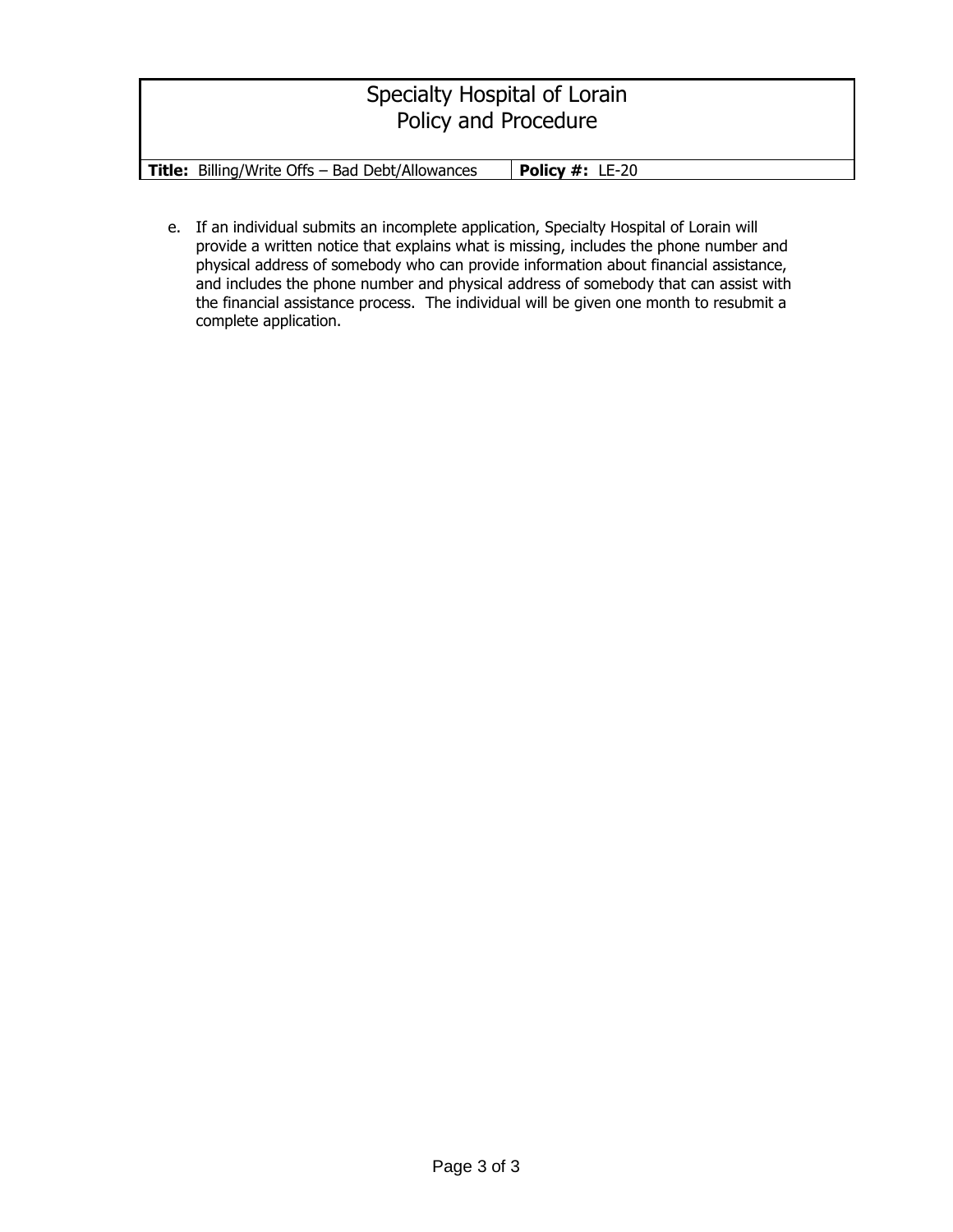e. If an individual submits an incomplete application, Specialty Hospital of Lorain will provide a written notice that explains what is missing, includes the phone number and physical address of somebody who can provide information about financial assistance, and includes the phone number and physical address of somebody that can assist with the financial assistance process. The individual will be given one month to resubmit a complete application.